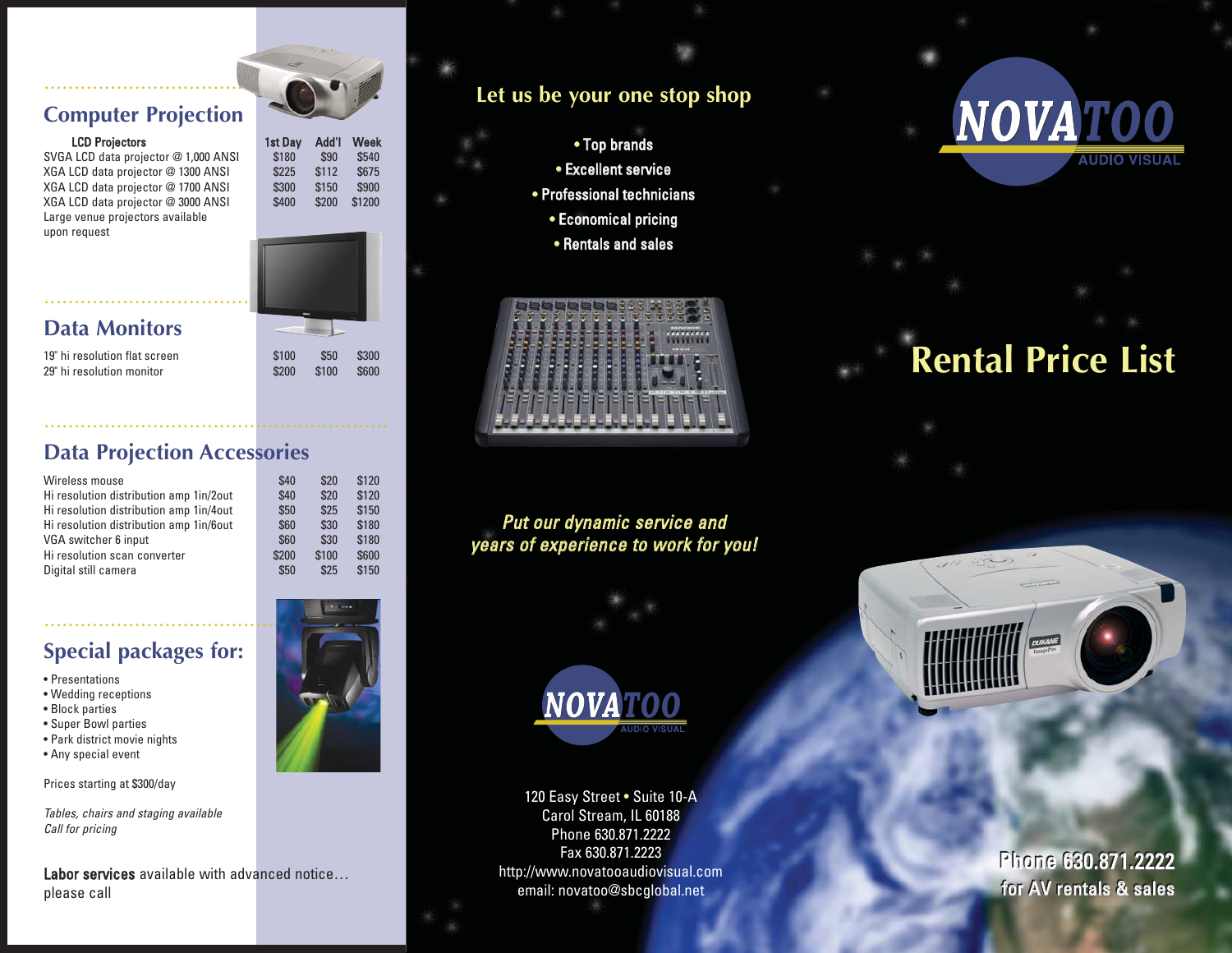## Computer Projection

| LCD Projectors | 1st Day | Add'l | Week |
|---|---|---|---|
| SVGA LCD data projector @ 1,000 ANSI | $180 | $90 | $540 |
| XGA LCD data projector @ 1300 ANSI | $225 | $112 | $675 |
| XGA LCD data projector @ 1700 ANSI | $300 | $150 | $900 |
| XGA LCD data projector @ 3000 ANSI | $400 | $200 | $1200 |
| Large venue projectors available upon request | | | |

## Data Monitors

| | 1st Day | Add'l | Week |
|---|---|---|---|
| 19" hi resolution flat screen | $100 | $50 | $300 |
| 29" hi resolution monitor | $200 | $100 | $600 |

## Data Projection Accessories

| | 1st Day | Add'l | Week |
|---|---|---|---|
| Wireless mouse | $40 | $20 | $120 |
| Hi resolution distribution amp 1in/2out | $40 | $20 | $120 |
| Hi resolution distribution amp 1in/4out | $50 | $25 | $150 |
| Hi resolution distribution amp 1in/6out | $60 | $30 | $180 |
| VGA switcher 6 input | $60 | $30 | $180 |
| Hi resolution scan converter | $200 | $100 | $600 |
| Digital still camera | $50 | $25 | $150 |

## Special packages for:

- Presentations
- Wedding receptions
- Block parties
- Super Bowl parties
- Park district movie nights
- Any special event

Prices starting at $300/day

*Tables, chairs and staging available*
*Call for pricing*

**Labor services** available with advanced notice… please call

## Let us be your one stop shop

- Top brands
- Excellent service
- Professional technicians
- Economical pricing
- Rentals and sales

*Put our dynamic service and years of experience to work for you!*

NOVATOO AUDIO VISUAL

120 Easy Street • Suite 10-A
Carol Stream, IL 60188
Phone 630.871.2222
Fax 630.871.2223
http://www.novatooaudiovisual.com
email: novatoo@sbcglobal.net

# NOVATOO AUDIO VISUAL

# Rental Price List

**Phone 630.871.2222 for AV rentals & sales**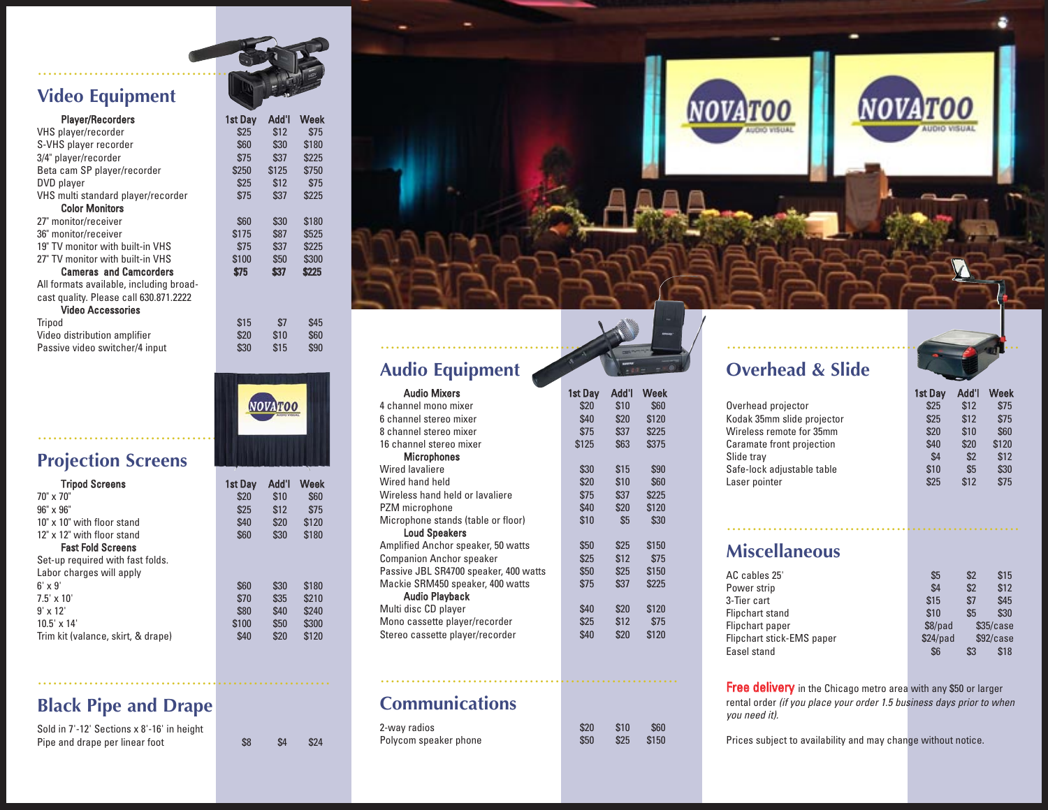## Video Equipment

| | 1st Day | Add'l | Week |
|---|---|---|---|
| **Player/Recorders** | | | |
| VHS player/recorder | $25 | $12 | $75 |
| S-VHS player recorder | $60 | $30 | $180 |
| 3/4" player/recorder | $75 | $37 | $225 |
| Beta cam SP player/recorder | $250 | $125 | $750 |
| DVD player | $25 | $12 | $75 |
| VHS multi standard player/recorder | $75 | $37 | $225 |
| **Color Monitors** | | | |
| 27" monitor/receiver | $60 | $30 | $180 |
| 36" monitor/receiver | $175 | $87 | $525 |
| 19" TV monitor with built-in VHS | $75 | $37 | $225 |
| 27" TV monitor with built-in VHS | $100 | $50 | $300 |
| **Cameras and Camcorders** | **$75** | **$37** | **$225** |
| All formats available, including broad-cast quality. Please call 630.871.2222 | | | |
| **Video Accessories** | | | |
| Tripod | $15 | $7 | $45 |
| Video distribution amplifier | $20 | $10 | $60 |
| Passive video switcher/4 input | $30 | $15 | $90 |

## Projection Screens

| | 1st Day | Add'l | Week |
|---|---|---|---|
| **Tripod Screens** | | | |
| 70" x 70" | $20 | $10 | $60 |
| 96" x 96" | $25 | $12 | $75 |
| 10' x 10' with floor stand | $40 | $20 | $120 |
| 12' x 12' with floor stand | $60 | $30 | $180 |
| **Fast Fold Screens** | | | |
| Set-up required with fast folds. Labor charges will apply | | | |
| 6' x 9' | $60 | $30 | $180 |
| 7.5' x 10' | $70 | $35 | $210 |
| 9' x 12' | $80 | $40 | $240 |
| 10.5' x 14' | $100 | $50 | $300 |
| Trim kit (valance, skirt, & drape) | $40 | $20 | $120 |

## Black Pipe and Drape

Sold in 7'-12' Sections x 8'-16' in height

| | | | |
|---|---|---|---|
| Pipe and drape per linear foot | $8 | $4 | $24 |

## Audio Equipment

| | 1st Day | Add'l | Week |
|---|---|---|---|
| **Audio Mixers** | | | |
| 4 channel mono mixer | $20 | $10 | $60 |
| 6 channel stereo mixer | $40 | $20 | $120 |
| 8 channel stereo mixer | $75 | $37 | $225 |
| 16 channel stereo mixer | $125 | $63 | $375 |
| **Microphones** | | | |
| Wired lavaliere | $30 | $15 | $90 |
| Wired hand held | $20 | $10 | $60 |
| Wireless hand held or lavaliere | $75 | $37 | $225 |
| PZM microphone | $40 | $20 | $120 |
| Microphone stands (table or floor) | $10 | $5 | $30 |
| **Loud Speakers** | | | |
| Amplified Anchor speaker, 50 watts | $50 | $25 | $150 |
| Companion Anchor speaker | $25 | $12 | $75 |
| Passive JBL SR4700 speaker, 400 watts | $50 | $25 | $150 |
| Mackie SRM450 speaker, 400 watts | $75 | $37 | $225 |
| **Audio Playback** | | | |
| Multi disc CD player | $40 | $20 | $120 |
| Mono cassette player/recorder | $25 | $12 | $75 |
| Stereo cassette player/recorder | $40 | $20 | $120 |

## Communications

| | | | |
|---|---|---|---|
| 2-way radios | $20 | $10 | $60 |
| Polycom speaker phone | $50 | $25 | $150 |

## Overhead & Slide

| | 1st Day | Add'l | Week |
|---|---|---|---|
| Overhead projector | $25 | $12 | $75 |
| Kodak 35mm slide projector | $25 | $12 | $75 |
| Wireless remote for 35mm | $20 | $10 | $60 |
| Caramate front projection | $40 | $20 | $120 |
| Slide tray | $4 | $2 | $12 |
| Safe-lock adjustable table | $10 | $5 | $30 |
| Laser pointer | $25 | $12 | $75 |

## Miscellaneous

| | | | |
|---|---|---|---|
| AC cables 25' | $5 | $2 | $15 |
| Power strip | $4 | $2 | $12 |
| 3-Tier cart | $15 | $7 | $45 |
| Flipchart stand | $10 | $5 | $30 |
| Flipchart paper | $8/pad | | $35/case |
| Flipchart stick-EMS paper | $24/pad | | $92/case |
| Easel stand | $6 | $3 | $18 |

**Free delivery** in the Chicago metro area with any $50 or larger rental order *(if you place your order 1.5 business days prior to when you need it).*

Prices subject to availability and may change without notice.